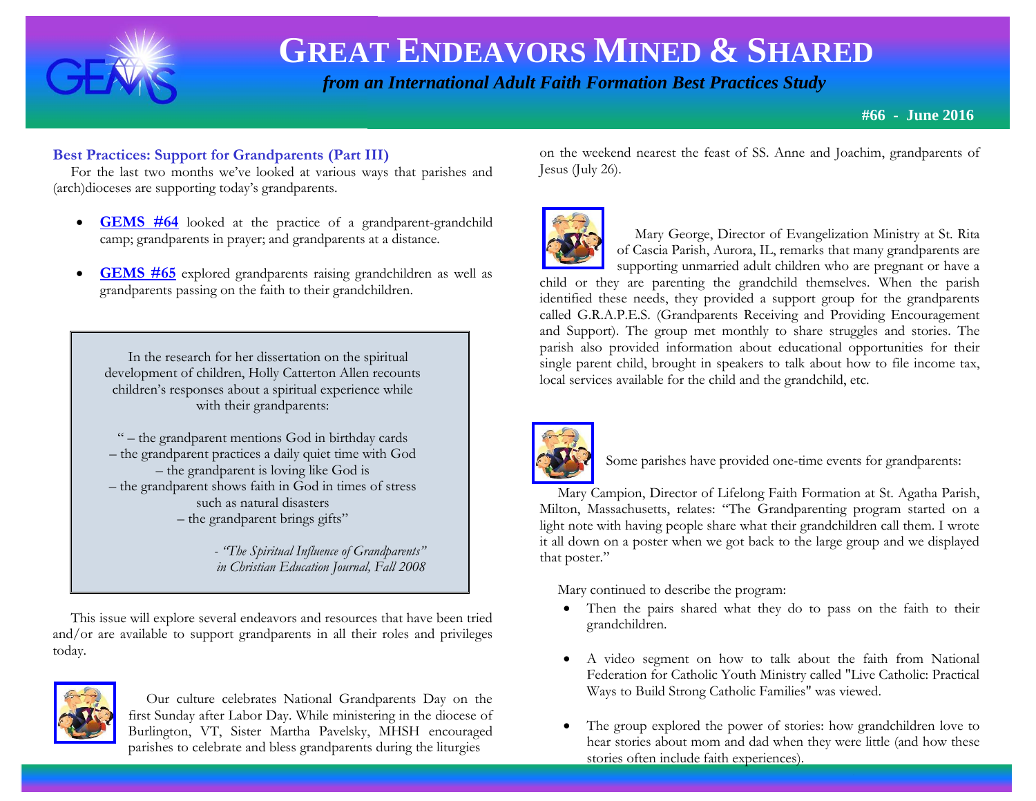# GREAT ENDEAVORS MINED & SHARED

*from an International Adult Faith Formation Best Practices Study*

**#66 - June 2016**

### Best Practices: Support for Grandparents (Part III)

For the last two months we've looked at various ways that parishes and (arch)dioceses are supporting today's grandparents.

- **GEMS #64** looked at the practice of a grandparent-grandchild camp; grandparents in prayer; and grandparents at a distance.
- **GEMS #65** explored grandparents raising grandchildren as well as grandparents passing on the faith to their grandchildren.

> In the research for her dissertation on the spiritual development of children, Holly Catterton Allen recounts children's responses about a spiritual experience while with their grandparents:
>
> " – the grandparent mentions God in birthday cards
> – the grandparent practices a daily quiet time with God
> – the grandparent is loving like God is
> – the grandparent shows faith in God in times of stress such as natural disasters
> – the grandparent brings gifts"
>
> *- "The Spiritual Influence of Grandparents" in Christian Education Journal, Fall 2008*

This issue will explore several endeavors and resources that have been tried and/or are available to support grandparents in all their roles and privileges today.

Our culture celebrates National Grandparents Day on the first Sunday after Labor Day. While ministering in the diocese of Burlington, VT, Sister Martha Pavelsky, MHSH encouraged parishes to celebrate and bless grandparents during the liturgies on the weekend nearest the feast of SS. Anne and Joachim, grandparents of Jesus (July 26).

Mary George, Director of Evangelization Ministry at St. Rita of Cascia Parish, Aurora, IL, remarks that many grandparents are supporting unmarried adult children who are pregnant or have a child or they are parenting the grandchild themselves. When the parish identified these needs, they provided a support group for the grandparents called G.R.A.P.E.S. (Grandparents Receiving and Providing Encouragement and Support). The group met monthly to share struggles and stories. The parish also provided information about educational opportunities for their single parent child, brought in speakers to talk about how to file income tax, local services available for the child and the grandchild, etc.

Some parishes have provided one-time events for grandparents:

Mary Campion, Director of Lifelong Faith Formation at St. Agatha Parish, Milton, Massachusetts, relates: "The Grandparenting program started on a light note with having people share what their grandchildren call them. I wrote it all down on a poster when we got back to the large group and we displayed that poster."

Mary continued to describe the program:

- Then the pairs shared what they do to pass on the faith to their grandchildren.
- A video segment on how to talk about the faith from National Federation for Catholic Youth Ministry called "Live Catholic: Practical Ways to Build Strong Catholic Families" was viewed.
- The group explored the power of stories: how grandchildren love to hear stories about mom and dad when they were little (and how these stories often include faith experiences).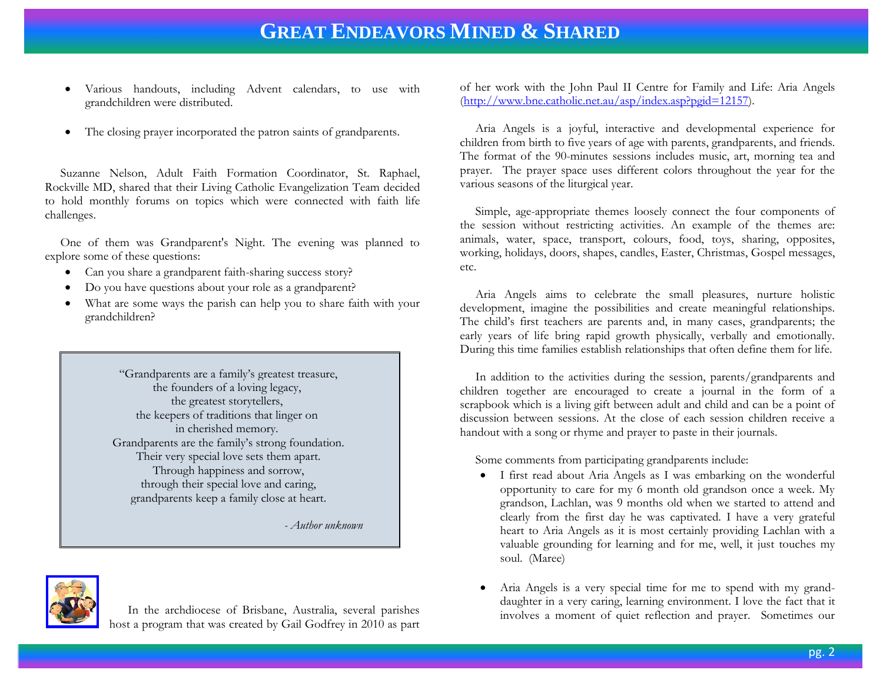- Various handouts, including Advent calendars, to use with grandchildren were distributed.

- The closing prayer incorporated the patron saints of grandparents.

Suzanne Nelson, Adult Faith Formation Coordinator, St. Raphael, Rockville MD, shared that their Living Catholic Evangelization Team decided to hold monthly forums on topics which were connected with faith life challenges.

One of them was Grandparent's Night. The evening was planned to explore some of these questions:

- Can you share a grandparent faith-sharing success story?
- Do you have questions about your role as a grandparent?
- What are some ways the parish can help you to share faith with your grandchildren?

> "Grandparents are a family's greatest treasure,
> the founders of a loving legacy,
> the greatest storytellers,
> the keepers of traditions that linger on
> in cherished memory.
> Grandparents are the family's strong foundation.
> Their very special love sets them apart.
> Through happiness and sorrow,
> through their special love and caring,
> grandparents keep a family close at heart.
>
> *- Author unknown*

In the archdiocese of Brisbane, Australia, several parishes host a program that was created by Gail Godfrey in 2010 as part of her work with the John Paul II Centre for Family and Life: Aria Angels (http://www.bne.catholic.net.au/asp/index.asp?pgid=12157).

Aria Angels is a joyful, interactive and developmental experience for children from birth to five years of age with parents, grandparents, and friends. The format of the 90-minutes sessions includes music, art, morning tea and prayer. The prayer space uses different colors throughout the year for the various seasons of the liturgical year.

Simple, age-appropriate themes loosely connect the four components of the session without restricting activities. An example of the themes are: animals, water, space, transport, colours, food, toys, sharing, opposites, working, holidays, doors, shapes, candles, Easter, Christmas, Gospel messages, etc.

Aria Angels aims to celebrate the small pleasures, nurture holistic development, imagine the possibilities and create meaningful relationships. The child's first teachers are parents and, in many cases, grandparents; the early years of life bring rapid growth physically, verbally and emotionally. During this time families establish relationships that often define them for life.

In addition to the activities during the session, parents/grandparents and children together are encouraged to create a journal in the form of a scrapbook which is a living gift between adult and child and can be a point of discussion between sessions. At the close of each session children receive a handout with a song or rhyme and prayer to paste in their journals.

Some comments from participating grandparents include:

- I first read about Aria Angels as I was embarking on the wonderful opportunity to care for my 6 month old grandson once a week. My grandson, Lachlan, was 9 months old when we started to attend and clearly from the first day he was captivated. I have a very grateful heart to Aria Angels as it is most certainly providing Lachlan with a valuable grounding for learning and for me, well, it just touches my soul. (Maree)

- Aria Angels is a very special time for me to spend with my grand-daughter in a very caring, learning environment. I love the fact that it involves a moment of quiet reflection and prayer. Sometimes our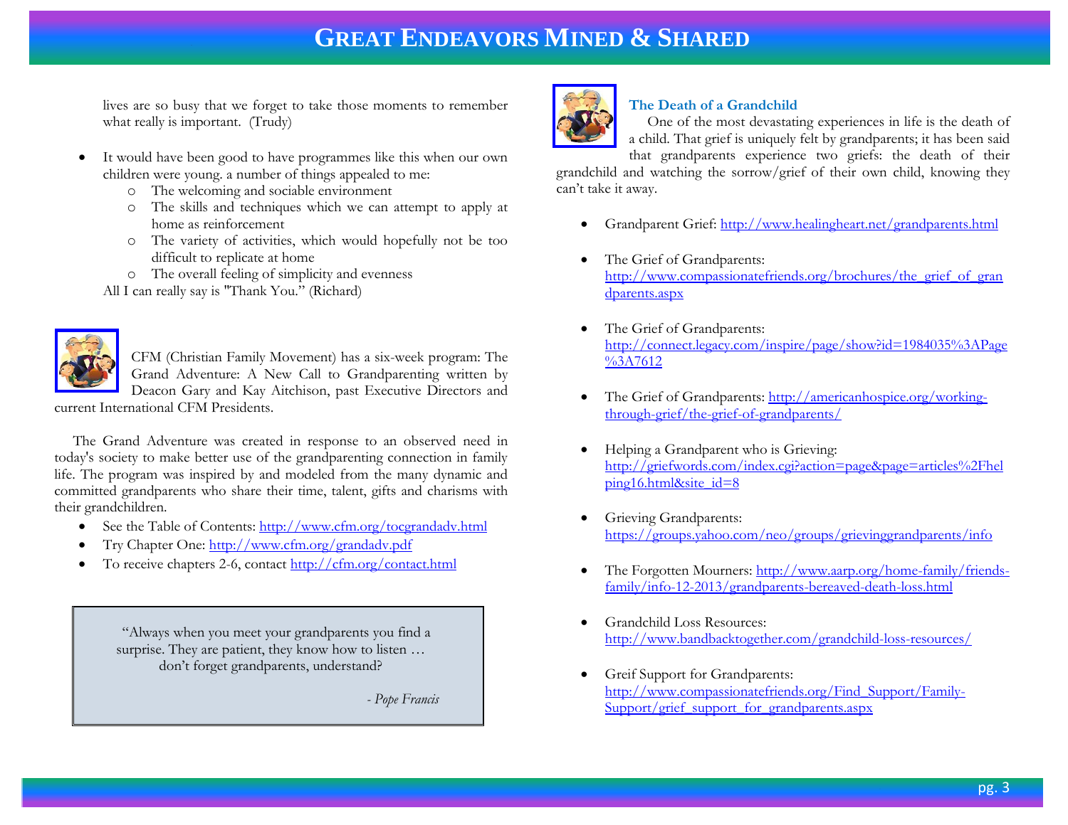lives are so busy that we forget to take those moments to remember what really is important. (Trudy)

- It would have been good to have programmes like this when our own children were young. a number of things appealed to me:
  - The welcoming and sociable environment
  - The skills and techniques which we can attempt to apply at home as reinforcement
  - The variety of activities, which would hopefully not be too difficult to replicate at home
  - The overall feeling of simplicity and evenness

  All I can really say is "Thank You." (Richard)

CFM (Christian Family Movement) has a six-week program: The Grand Adventure: A New Call to Grandparenting written by Deacon Gary and Kay Aitchison, past Executive Directors and current International CFM Presidents.

The Grand Adventure was created in response to an observed need in today's society to make better use of the grandparenting connection in family life. The program was inspired by and modeled from the many dynamic and committed grandparents who share their time, talent, gifts and charisms with their grandchildren.

- See the Table of Contents: http://www.cfm.org/tocgrandadv.html
- Try Chapter One: http://www.cfm.org/grandadv.pdf
- To receive chapters 2-6, contact http://cfm.org/contact.html

> "Always when you meet your grandparents you find a surprise. They are patient, they know how to listen … don't forget grandparents, understand?
>
> *- Pope Francis*

### The Death of a Grandchild

One of the most devastating experiences in life is the death of a child. That grief is uniquely felt by grandparents; it has been said that grandparents experience two griefs: the death of their grandchild and watching the sorrow/grief of their own child, knowing they can't take it away.

- Grandparent Grief: http://www.healingheart.net/grandparents.html
- The Grief of Grandparents: http://www.compassionatefriends.org/brochures/the_grief_of_grandparents.aspx
- The Grief of Grandparents: http://connect.legacy.com/inspire/page/show?id=1984035%3APage%3A7612
- The Grief of Grandparents: http://americanhospice.org/working-through-grief/the-grief-of-grandparents/
- Helping a Grandparent who is Grieving: http://griefwords.com/index.cgi?action=page&page=articles%2Fhelping16.html&site_id=8
- Grieving Grandparents: https://groups.yahoo.com/neo/groups/grievinggrandparents/info
- The Forgotten Mourners: http://www.aarp.org/home-family/friends-family/info-12-2013/grandparents-bereaved-death-loss.html
- Grandchild Loss Resources: http://www.bandbacktogether.com/grandchild-loss-resources/
- Greif Support for Grandparents: http://www.compassionatefriends.org/Find_Support/Family-Support/grief_support_for_grandparents.aspx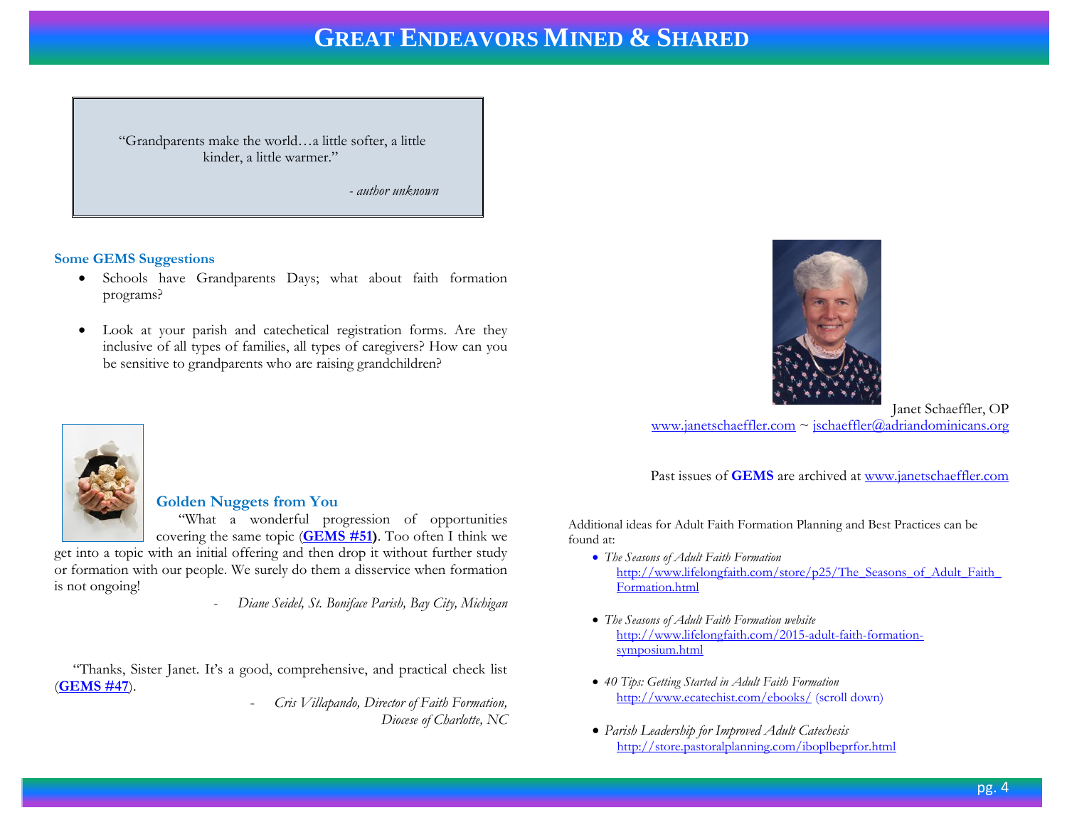"Grandparents make the world…a little softer, a little kinder, a little warmer."

*- author unknown*

### Some GEMS Suggestions

- Schools have Grandparents Days; what about faith formation programs?
- Look at your parish and catechetical registration forms. Are they inclusive of all types of families, all types of caregivers? How can you be sensitive to grandparents who are raising grandchildren?

### Golden Nuggets from You

"What a wonderful progression of opportunities covering the same topic (**GEMS #51**). Too often I think we get into a topic with an initial offering and then drop it without further study or formation with our people. We surely do them a disservice when formation is not ongoing!

- *Diane Seidel, St. Boniface Parish, Bay City, Michigan*

"Thanks, Sister Janet. It's a good, comprehensive, and practical check list (**GEMS #47**).

- *Cris Villapando, Director of Faith Formation, Diocese of Charlotte, NC*

Janet Schaeffler, OP
www.janetschaeffler.com ~ jschaeffler@adriandominicans.org

Past issues of **GEMS** are archived at www.janetschaeffler.com

Additional ideas for Adult Faith Formation Planning and Best Practices can be found at:

- *The Seasons of Adult Faith Formation*
  http://www.lifelongfaith.com/store/p25/The_Seasons_of_Adult_Faith_Formation.html
- *The Seasons of Adult Faith Formation website*
  http://www.lifelongfaith.com/2015-adult-faith-formation-symposium.html
- *40 Tips: Getting Started in Adult Faith Formation*
  http://www.ecatechist.com/ebooks/ (scroll down)
- *Parish Leadership for Improved Adult Catechesis*
  http://store.pastoralplanning.com/iboplbeprfor.html